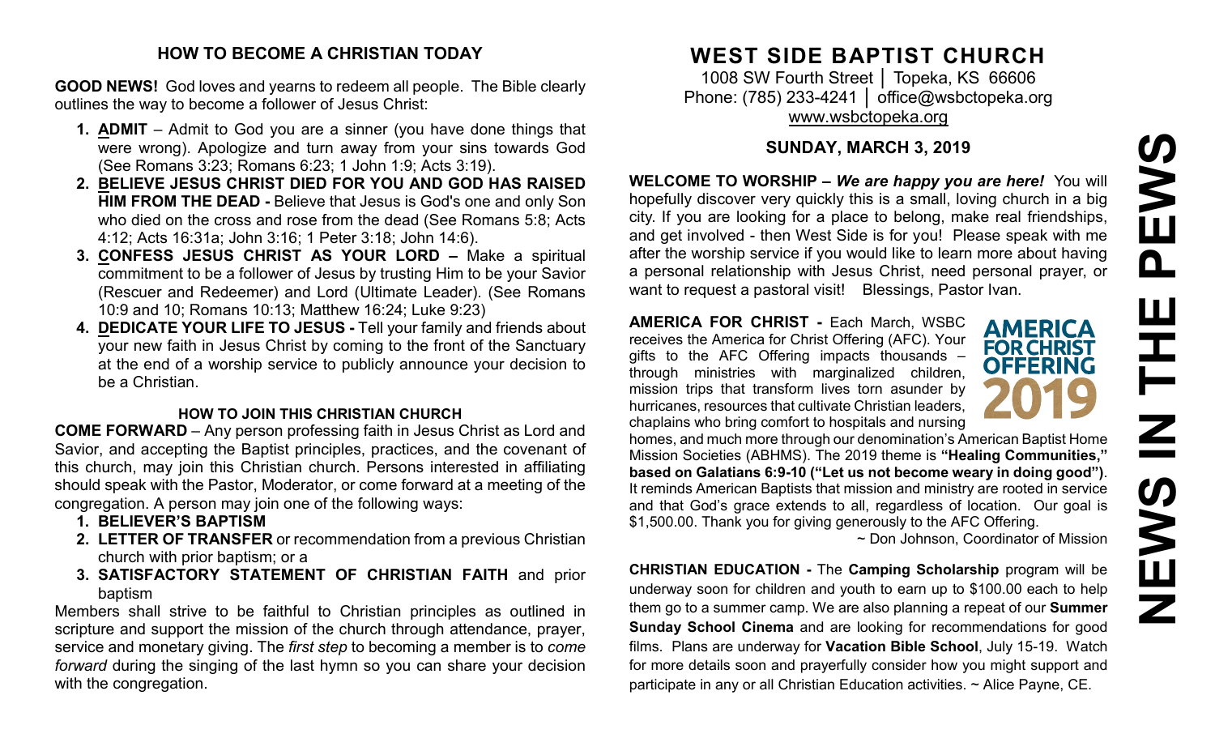## HOW TO BECOME A CHRISTIAN TODAY

**GOOD NEWS!** God loves and yearns to redeem all people. The Bible clearly outlines the way to become a follower of Jesus Christ:

1. **ADMIT** – Admit to God you are a sinner (you have done things that were wrong). Apologize and turn away from your sins towards God (See Romans 3:23; Romans 6:23; 1 John 1:9; Acts 3:19).
2. **BELIEVE JESUS CHRIST DIED FOR YOU AND GOD HAS RAISED HIM FROM THE DEAD -** Believe that Jesus is God's one and only Son who died on the cross and rose from the dead (See Romans 5:8; Acts 4:12; Acts 16:31a; John 3:16; 1 Peter 3:18; John 14:6).
3. **CONFESS JESUS CHRIST AS YOUR LORD –** Make a spiritual commitment to be a follower of Jesus by trusting Him to be your Savior (Rescuer and Redeemer) and Lord (Ultimate Leader). (See Romans 10:9 and 10; Romans 10:13; Matthew 16:24; Luke 9:23)
4. **DEDICATE YOUR LIFE TO JESUS -** Tell your family and friends about your new faith in Jesus Christ by coming to the front of the Sanctuary at the end of a worship service to publicly announce your decision to be a Christian.

### HOW TO JOIN THIS CHRISTIAN CHURCH

**COME FORWARD** – Any person professing faith in Jesus Christ as Lord and Savior, and accepting the Baptist principles, practices, and the covenant of this church, may join this Christian church. Persons interested in affiliating should speak with the Pastor, Moderator, or come forward at a meeting of the congregation. A person may join one of the following ways:

1. **BELIEVER'S BAPTISM**
2. **LETTER OF TRANSFER** or recommendation from a previous Christian church with prior baptism; or a
3. **SATISFACTORY STATEMENT OF CHRISTIAN FAITH** and prior baptism

Members shall strive to be faithful to Christian principles as outlined in scripture and support the mission of the church through attendance, prayer, service and monetary giving. The *first step* to becoming a member is to *come forward* during the singing of the last hymn so you can share your decision with the congregation.

# WEST SIDE BAPTIST CHURCH

1008 SW Fourth Street │ Topeka, KS 66606
Phone: (785) 233-4241 │ office@wsbctopeka.org
www.wsbctopeka.org

## SUNDAY, MARCH 3, 2019

**WELCOME TO WORSHIP –** ***We are happy you are here!*** You will hopefully discover very quickly this is a small, loving church in a big city. If you are looking for a place to belong, make real friendships, and get involved - then West Side is for you! Please speak with me after the worship service if you would like to learn more about having a personal relationship with Jesus Christ, need personal prayer, or want to request a pastoral visit! Blessings, Pastor Ivan.

**AMERICA FOR CHRIST -** Each March, WSBC receives the America for Christ Offering (AFC). Your gifts to the AFC Offering impacts thousands – through ministries with marginalized children, mission trips that transform lives torn asunder by hurricanes, resources that cultivate Christian leaders, chaplains who bring comfort to hospitals and nursing homes, and much more through our denomination's American Baptist Home Mission Societies (ABHMS). The 2019 theme is **"Healing Communities," based on Galatians 6:9-10 ("Let us not become weary in doing good")**. It reminds American Baptists that mission and ministry are rooted in service and that God's grace extends to all, regardless of location. Our goal is $1,500.00. Thank you for giving generously to the AFC Offering.

~ Don Johnson, Coordinator of Mission

**CHRISTIAN EDUCATION -** The **Camping Scholarship** program will be underway soon for children and youth to earn up to $100.00 each to help them go to a summer camp. We are also planning a repeat of our **Summer Sunday School Cinema** and are looking for recommendations for good films. Plans are underway for **Vacation Bible School**, July 15-19. Watch for more details soon and prayerfully consider how you might support and participate in any or all Christian Education activities. ~ Alice Payne, CE.

# NEWS IN THE PEWS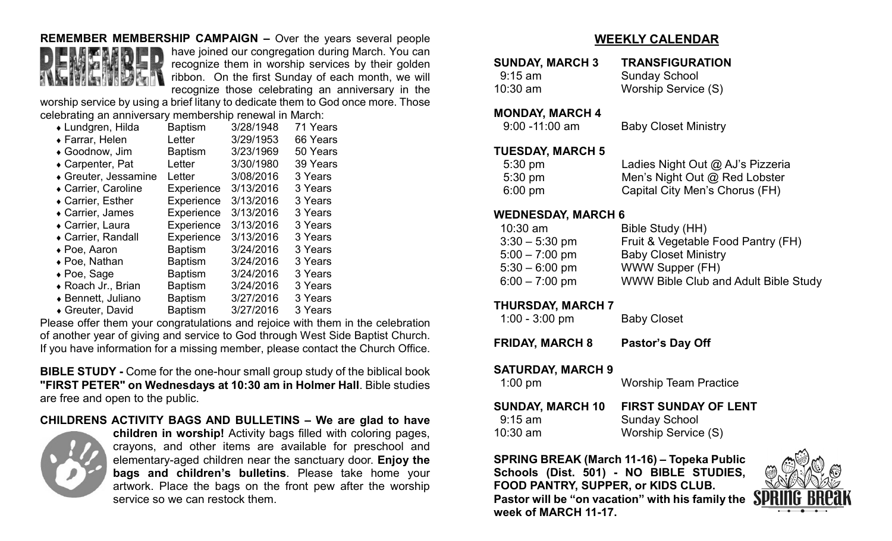**REMEMBER MEMBERSHIP CAMPAIGN –** Over the years several people have joined our congregation during March. You can recognize them in worship services by their golden ribbon. On the first Sunday of each month, we will recognize those celebrating an anniversary in the worship service by using a brief litany to dedicate them to God once more. Those celebrating an anniversary membership renewal in March:

| Name | Type | Date | Years |
|---|---|---|---|
| Lundgren, Hilda | Baptism | 3/28/1948 | 71 Years |
| Farrar, Helen | Letter | 3/29/1953 | 66 Years |
| Goodnow, Jim | Baptism | 3/23/1969 | 50 Years |
| Carpenter, Pat | Letter | 3/30/1980 | 39 Years |
| Greuter, Jessamine | Letter | 3/08/2016 | 3 Years |
| Carrier, Caroline | Experience | 3/13/2016 | 3 Years |
| Carrier, Esther | Experience | 3/13/2016 | 3 Years |
| Carrier, James | Experience | 3/13/2016 | 3 Years |
| Carrier, Laura | Experience | 3/13/2016 | 3 Years |
| Carrier, Randall | Experience | 3/13/2016 | 3 Years |
| Poe, Aaron | Baptism | 3/24/2016 | 3 Years |
| Poe, Nathan | Baptism | 3/24/2016 | 3 Years |
| Poe, Sage | Baptism | 3/24/2016 | 3 Years |
| Roach Jr., Brian | Baptism | 3/24/2016 | 3 Years |
| Bennett, Juliano | Baptism | 3/27/2016 | 3 Years |
| Greuter, David | Baptism | 3/27/2016 | 3 Years |

Please offer them your congratulations and rejoice with them in the celebration of another year of giving and service to God through West Side Baptist Church. If you have information for a missing member, please contact the Church Office.

**BIBLE STUDY -** Come for the one-hour small group study of the biblical book **"FIRST PETER" on Wednesdays at 10:30 am in Holmer Hall**. Bible studies are free and open to the public.

**CHILDRENS ACTIVITY BAGS AND BULLETINS – We are glad to have children in worship!** Activity bags filled with coloring pages, crayons, and other items are available for preschool and elementary-aged children near the sanctuary door. **Enjoy the bags and children's bulletins**. Please take home your artwork. Place the bags on the front pew after the worship service so we can restock them.

## WEEKLY CALENDAR

**SUNDAY, MARCH 3 — TRANSFIGURATION**
- 9:15 am — Sunday School
- 10:30 am — Worship Service (S)

**MONDAY, MARCH 4**
- 9:00 -11:00 am — Baby Closet Ministry

**TUESDAY, MARCH 5**
- 5:30 pm — Ladies Night Out @ AJ's Pizzeria
- 5:30 pm — Men's Night Out @ Red Lobster
- 6:00 pm — Capital City Men's Chorus (FH)

**WEDNESDAY, MARCH 6**
- 10:30 am — Bible Study (HH)
- 3:30 – 5:30 pm — Fruit & Vegetable Food Pantry (FH)
- 5:00 – 7:00 pm — Baby Closet Ministry
- 5:30 – 6:00 pm — WWW Supper (FH)
- 6:00 – 7:00 pm — WWW Bible Club and Adult Bible Study

**THURSDAY, MARCH 7**
- 1:00 - 3:00 pm — Baby Closet

**FRIDAY, MARCH 8 — Pastor's Day Off**

**SATURDAY, MARCH 9**
- 1:00 pm — Worship Team Practice

**SUNDAY, MARCH 10 — FIRST SUNDAY OF LENT**
- 9:15 am — Sunday School
- 10:30 am — Worship Service (S)

**SPRING BREAK (March 11-16) – Topeka Public Schools (Dist. 501) - NO BIBLE STUDIES, FOOD PANTRY, SUPPER, or KIDS CLUB. Pastor will be "on vacation" with his family the week of MARCH 11-17.**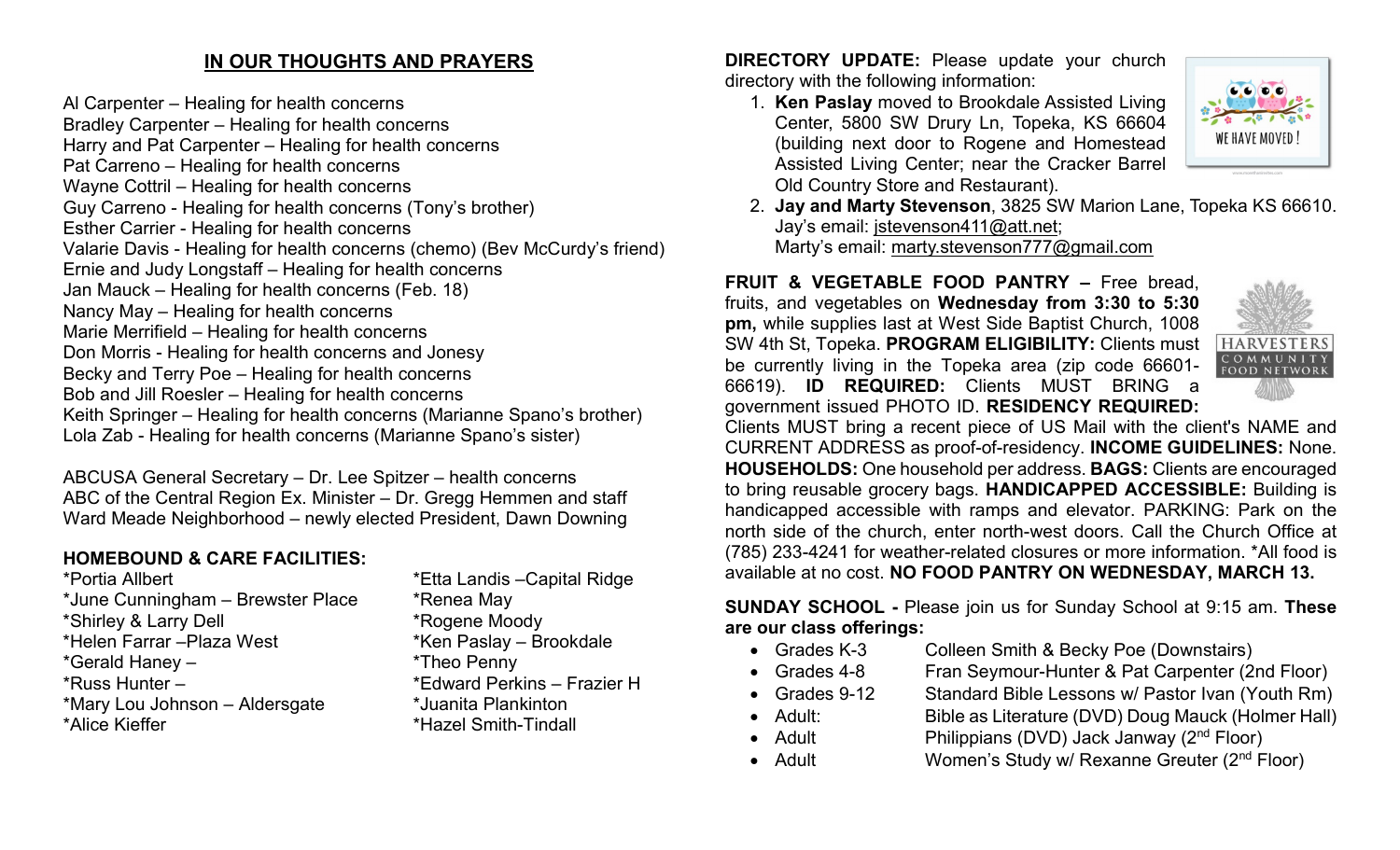## IN OUR THOUGHTS AND PRAYERS

Al Carpenter – Healing for health concerns
Bradley Carpenter – Healing for health concerns
Harry and Pat Carpenter – Healing for health concerns
Pat Carreno – Healing for health concerns
Wayne Cottril – Healing for health concerns
Guy Carreno - Healing for health concerns (Tony's brother)
Esther Carrier - Healing for health concerns
Valarie Davis - Healing for health concerns (chemo) (Bev McCurdy's friend)
Ernie and Judy Longstaff – Healing for health concerns
Jan Mauck – Healing for health concerns (Feb. 18)
Nancy May – Healing for health concerns
Marie Merrifield – Healing for health concerns
Don Morris - Healing for health concerns and Jonesy
Becky and Terry Poe – Healing for health concerns
Bob and Jill Roesler – Healing for health concerns
Keith Springer – Healing for health concerns (Marianne Spano's brother)
Lola Zab - Healing for health concerns (Marianne Spano's sister)

ABCUSA General Secretary – Dr. Lee Spitzer – health concerns
ABC of the Central Region Ex. Minister – Dr. Gregg Hemmen and staff
Ward Meade Neighborhood – newly elected President, Dawn Downing

**HOMEBOUND & CARE FACILITIES:**

*Portia Allbert
*June Cunningham – Brewster Place
*Shirley & Larry Dell
*Helen Farrar –Plaza West
*Gerald Haney –
*Russ Hunter –
*Mary Lou Johnson – Aldersgate
*Alice Kieffer
*Etta Landis –Capital Ridge
*Renea May
*Rogene Moody
*Ken Paslay – Brookdale
*Theo Penny
*Edward Perkins – Frazier H
*Juanita Plankinton
*Hazel Smith-Tindall

**DIRECTORY UPDATE:** Please update your church directory with the following information:

1. **Ken Paslay** moved to Brookdale Assisted Living Center, 5800 SW Drury Ln, Topeka, KS 66604 (building next door to Rogene and Homestead Assisted Living Center; near the Cracker Barrel Old Country Store and Restaurant).
2. **Jay and Marty Stevenson**, 3825 SW Marion Lane, Topeka KS 66610. Jay's email: jstevenson411@att.net; Marty's email: marty.stevenson777@gmail.com

**FRUIT & VEGETABLE FOOD PANTRY –** Free bread, fruits, and vegetables on **Wednesday from 3:30 to 5:30 pm,** while supplies last at West Side Baptist Church, 1008 SW 4th St, Topeka. **PROGRAM ELIGIBILITY:** Clients must be currently living in the Topeka area (zip code 66601-66619). **ID REQUIRED:** Clients MUST BRING a government issued PHOTO ID. **RESIDENCY REQUIRED:** Clients MUST bring a recent piece of US Mail with the client's NAME and CURRENT ADDRESS as proof-of-residency. **INCOME GUIDELINES:** None. **HOUSEHOLDS:** One household per address. **BAGS:** Clients are encouraged to bring reusable grocery bags. **HANDICAPPED ACCESSIBLE:** Building is handicapped accessible with ramps and elevator. PARKING: Park on the north side of the church, enter north-west doors. Call the Church Office at (785) 233-4241 for weather-related closures or more information. *All food is available at no cost. **NO FOOD PANTRY ON WEDNESDAY, MARCH 13.**

**SUNDAY SCHOOL -** Please join us for Sunday School at 9:15 am. **These are our class offerings:**

- Grades K-3 — Colleen Smith & Becky Poe (Downstairs)
- Grades 4-8 — Fran Seymour-Hunter & Pat Carpenter (2nd Floor)
- Grades 9-12 — Standard Bible Lessons w/ Pastor Ivan (Youth Rm)
- Adult: — Bible as Literature (DVD) Doug Mauck (Holmer Hall)
- Adult — Philippians (DVD) Jack Janway (2nd Floor)
- Adult — Women's Study w/ Rexanne Greuter (2nd Floor)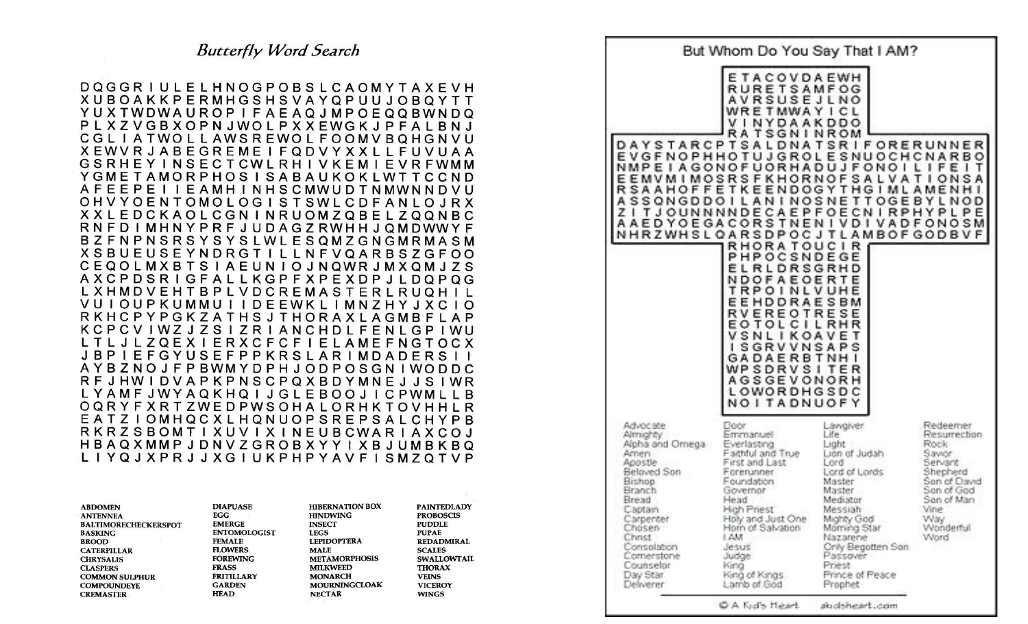# *Butterfly Word Search*

```
D Q G G R I U L E L H N O G P O B S L C A O M Y T A X E V H
X U B O A K K P E R M H G S H S V A Y Q P U U J O B Q Y T T
Y U X T W D W A U R O P I F A E A Q J M P O E Q Q B W N D Q
P L X Z V G B X O P N J W O L P X X E W G K J P F A L B N J
C G L I A T W O L L A W S R E W O L F O O M V B Q H G N V U
X E W V R J A B E G R E M E I F Q D V Y X X L L F U V U A A
G S R H E Y I N S E C T C W L R H I V K E M I E V R F W M M
Y G M E T A M O R P H O S I S A B A U K O K L W T T C C N D
A F E E P E I I E A M H I N H S C M W U D T N M W N N D V U
O H V Y O E N T O M O L O G I S T S W L C D F A N L O J R X
X X L E D C K A O L C G N I N R U O M Z Q B E L Z Q Q N B C
R N F D I M H N Y P R F J U D A G Z R W H H J Q M D W W Y F
B Z F N P N S R S Y S Y S L W L E S Q M Z G N G M R M A S M
X S B U E U S E Y N D R G T I L L N F V Q A R B S Z G F O O
C E Q O L M X B T S I A E U N I O J N Q W R J M X Q M J Z S
A X C P D S R I G F A L L K G P F X P E X D P J L D Q P Q G
L X H M D V E H T B P L V D C R E M A S T E R L R U Q H I L
V U I O U P K U M M U I I D E E W K L I M N Z H Y J X C I O
R K H C P Y P G K Z A T H S J T H O R A X L A G M B F L A P
K C P C V I W Z J Z S I Z R I A N C H D L F E N L G P I W U
L T L J L Z Q E X I E R X C F C F I E L A M E F N G T O C X
J B P I E F G Y U S E F P P K R S L A R I M D A D E R S I I
A Y B Z N O J F P B W M Y D P H J O D P O S G N I W O D D C
R F J H W I D V A P K P N S C P Q X B D Y M N E J J S I W R
L Y A M F J W Y A Q K H Q I J G L E B O O J I C P W M L L B
O Q R Y F X R T Z W E D P W S O H A L O R H K T O V H H L R
E A T Z I O M H Q C X L H Q N U O P S R E P S A L C H Y P B
R K R Z S B O M T I X U V I X I N E U B C W A R I A X C O J
H B A Q X M M P J D N V Z G R O B X Y Y I X B J U M B K B Q
L I Y Q J X P R J J X G I U K P H P Y A V F I S M Z Q T V P
```

| | | | |
|---|---|---|---|
| ABDOMEN | DIAPUASE | HIBERNATION BOX | PAINTEDLADY |
| ANTENNEA | EGG | HINDWING | PROBOSCIS |
| BALTIMORECHECKERSPOT | EMERGE | INSECT | PUDDLE |
| BASKING | ENTOMOLOGIST | LEGS | PUPAE |
| BROOD | FEMALE | LEPIDOPTERA | REDADMIRAL |
| CATERPILLAR | FLOWERS | MALE | SCALES |
| CHRYSALIS | FOREWING | METAMORPHOSIS | SWALLOWTAIL |
| CLASPERS | FRASS | MILKWEED | THORAX |
| COMMON SULPHUR | FRITILLARY | MONARCH | VEINS |
| COMPOUNDEYE | GARDEN | MOURNINGCLOAK | VICEROY |
| CREMASTER | HEAD | NECTAR | WINGS |

# But Whom Do You Say That I AM?

```
                ETACOVDAEWH
                RURETSAMFOG
                AVRSUSEJLNO
                WRETMWAYICL
                VINYDAAKDDO
                RATSGNINROM
DAYSTARCPTSALDNATSRIFORERUNNER
EVGFNOPHHOTUJGROLESNUOCHCNARBO
NMPEIAGONOFUORHADUJFONOILIFEIT
EEMVMIMOSRSFKHORNOFSALVATIONSA
RSAAHOFFETKEENDOGYTHGIMLAMENHI
ASSQNGDDOILANINOSNETTOGEBYLNOD
ZITJOUNNNNDECAEPFOECNIRPHYPLPE
AAEDYOEGACORSTNENIVDIVADFONOSM
NHRZWHSLOARSDPOCJTLAMBOFGODBVF
                RHORATOUCIR
                PHPOCSNDEGE
                ELRLDRSGRHD
                NDOFAEOERTE
                TRPOINLVUHE
                EEHDDRAESBM
                RVEREOTRESE
                EOTOLCILRHR
                VSNLIKOAVET
                ISGRVVNSAPS
                GADAERBTNHI
                WPSDRVSITER
                AGSGEVONORH
                LOWORDHGSDC
                NOITADNUOFY
```

| | | | |
|---|---|---|---|
| Advocate | Door | Lawgiver | Redeemer |
| Almighty | Emmanuel | Life | Resurrection |
| Alpha and Omega | Everlasting | Light | Rock |
| Amen | Faithful and True | Lion of Judah | Savior |
| Apostle | First and Last | Lord | Servant |
| Beloved Son | Forerunner | Lord of Lords | Shepherd |
| Bishop | Foundation | Master | Son of David |
| Branch | Governor | Master | Son of God |
| Bread | Head | Mediator | Son of Man |
| Captain | High Priest | Messiah | Vine |
| Carpenter | Holy and Just One | Mighty God | Way |
| Chosen | Horn of Salvation | Morning Star | Wonderful |
| Christ | I AM | Nazarene | Word |
| Consolation | Jesus | Only Begotten Son | |
| Cornerstone | Judge | Passover | |
| Counselor | King | Priest | |
| Day Star | King of Kings | Prince of Peace | |
| Deliverer | Lamb of God | Prophet | |

© A Kid's Heart akidsheart.com